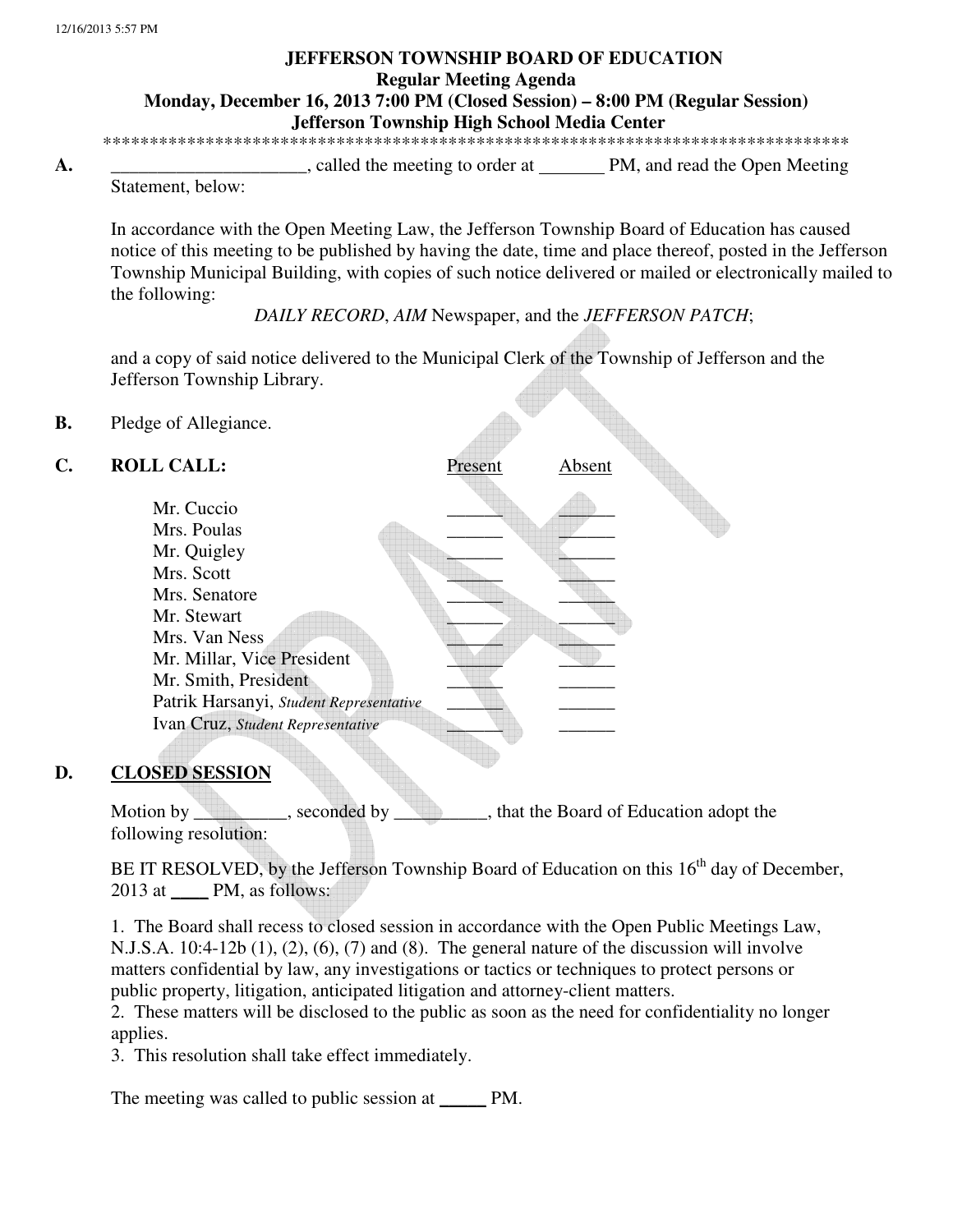# JEFFERSON TOWNSHIP BOARD OF EDUCATION

**Regular Meeting Agenda**

**Monday, December 16, 2013 7:00 PM (Closed Session) – 8:00 PM (Regular Session)**

**Jefferson Township High School Media Center**

\*\*\*\*\*\*\*\*\*\*\*\*\*\*\*\*\*\*\*\*\*\*\*\*\*\*\*\*\*\*\*\*\*\*\*\*\*\*\*\*\*\*\*\*\*\*\*\*\*\*\*\*\*\*\*\*\*\*\*\*\*\*\*\*\*\*\*\*\*\*\*\*\*\*\*\*\*\*\*\*\*\*

**A.** ____________________, called the meeting to order at _______ PM, and read the Open Meeting Statement, below:

In accordance with the Open Meeting Law, the Jefferson Township Board of Education has caused notice of this meeting to be published by having the date, time and place thereof, posted in the Jefferson Township Municipal Building, with copies of such notice delivered or mailed or electronically mailed to the following:

*DAILY RECORD*, *AIM* Newspaper, and the *JEFFERSON PATCH*;

and a copy of said notice delivered to the Municipal Clerk of the Township of Jefferson and the Jefferson Township Library.

**B.** Pledge of Allegiance.

**C. ROLL CALL:**

| | Present | Absent |
|---|---|---|
| Mr. Cuccio | ______ | ______ |
| Mrs. Poulas | ______ | ______ |
| Mr. Quigley | ______ | ______ |
| Mrs. Scott | ______ | ______ |
| Mrs. Senatore | ______ | ______ |
| Mr. Stewart | ______ | ______ |
| Mrs. Van Ness | ______ | ______ |
| Mr. Millar, Vice President | ______ | ______ |
| Mr. Smith, President | ______ | ______ |
| Patrik Harsanyi, *Student Representative* | ______ | ______ |
| Ivan Cruz, *Student Representative* | ______ | ______ |

**D. CLOSED SESSION**

Motion by __________, seconded by __________, that the Board of Education adopt the following resolution:

BE IT RESOLVED, by the Jefferson Township Board of Education on this 16th day of December, 2013 at ____ PM, as follows:

1. The Board shall recess to closed session in accordance with the Open Public Meetings Law, N.J.S.A. 10:4-12b (1), (2), (6), (7) and (8). The general nature of the discussion will involve matters confidential by law, any investigations or tactics or techniques to protect persons or public property, litigation, anticipated litigation and attorney-client matters.
2. These matters will be disclosed to the public as soon as the need for confidentiality no longer applies.
3. This resolution shall take effect immediately.

The meeting was called to public session at _____ PM.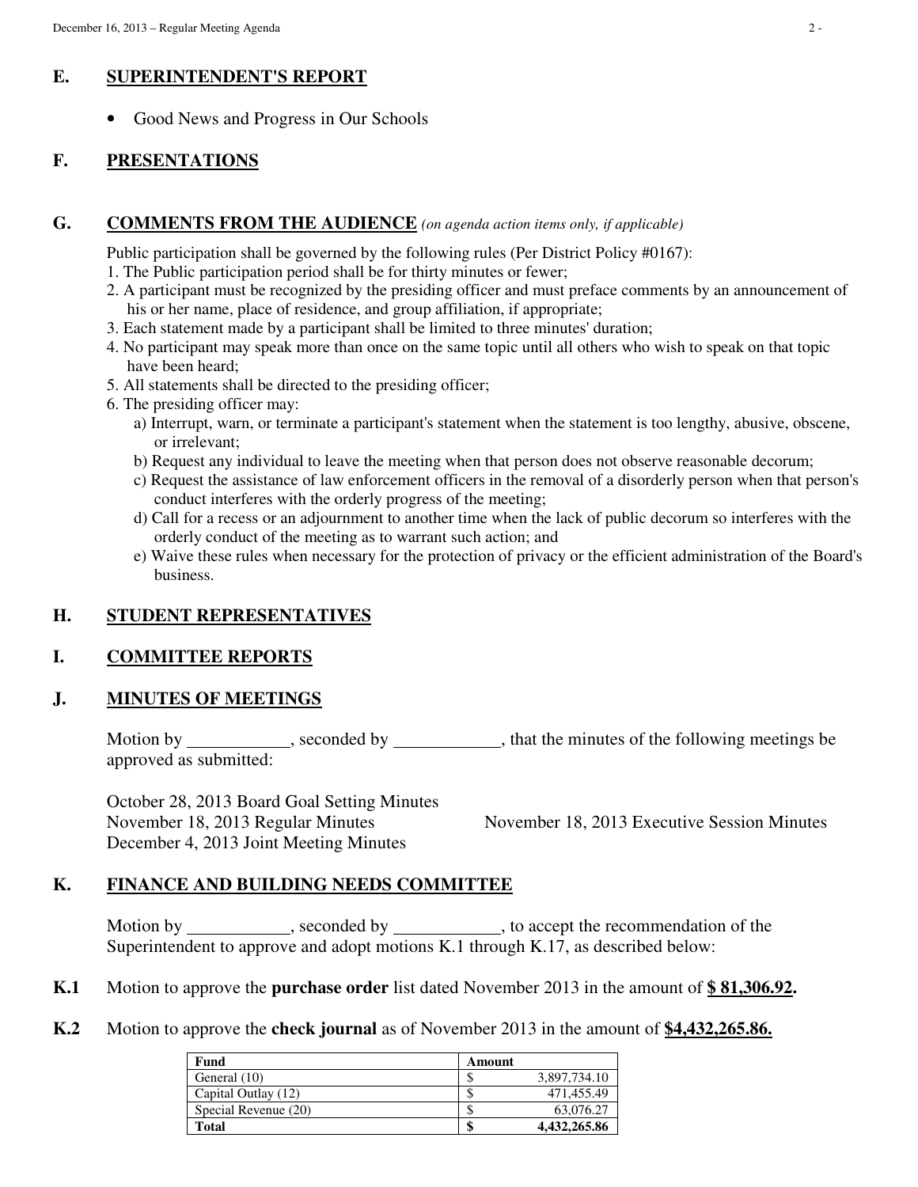## E. SUPERINTENDENT'S REPORT

- Good News and Progress in Our Schools

## F. PRESENTATIONS

## G. COMMENTS FROM THE AUDIENCE *(on agenda action items only, if applicable)*

Public participation shall be governed by the following rules (Per District Policy #0167):

1. The Public participation period shall be for thirty minutes or fewer;
2. A participant must be recognized by the presiding officer and must preface comments by an announcement of his or her name, place of residence, and group affiliation, if appropriate;
3. Each statement made by a participant shall be limited to three minutes' duration;
4. No participant may speak more than once on the same topic until all others who wish to speak on that topic have been heard;
5. All statements shall be directed to the presiding officer;
6. The presiding officer may:
   a) Interrupt, warn, or terminate a participant's statement when the statement is too lengthy, abusive, obscene, or irrelevant;
   b) Request any individual to leave the meeting when that person does not observe reasonable decorum;
   c) Request the assistance of law enforcement officers in the removal of a disorderly person when that person's conduct interferes with the orderly progress of the meeting;
   d) Call for a recess or an adjournment to another time when the lack of public decorum so interferes with the orderly conduct of the meeting as to warrant such action; and
   e) Waive these rules when necessary for the protection of privacy or the efficient administration of the Board's business.

## H. STUDENT REPRESENTATIVES

## I. COMMITTEE REPORTS

## J. MINUTES OF MEETINGS

Motion by ___________, seconded by ___________, that the minutes of the following meetings be approved as submitted:

October 28, 2013 Board Goal Setting Minutes
November 18, 2013 Regular Minutes
November 18, 2013 Executive Session Minutes
December 4, 2013 Joint Meeting Minutes

## K. FINANCE AND BUILDING NEEDS COMMITTEE

Motion by ___________, seconded by ___________, to accept the recommendation of the Superintendent to approve and adopt motions K.1 through K.17, as described below:

**K.1** Motion to approve the **purchase order** list dated November 2013 in the amount of **$ 81,306.92.**

**K.2** Motion to approve the **check journal** as of November 2013 in the amount of **$4,432,265.86.**

| Fund | Amount |
|---|---|
| General (10) | $ 3,897,734.10 |
| Capital Outlay (12) | $ 471,455.49 |
| Special Revenue (20) | $ 63,076.27 |
| **Total** | **$ 4,432,265.86** |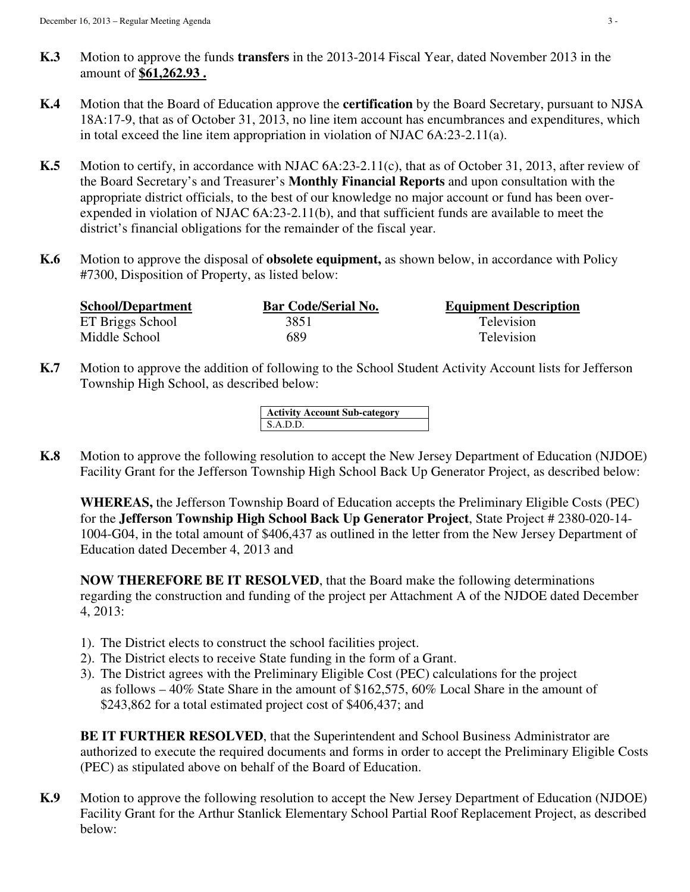**K.3** Motion to approve the funds **transfers** in the 2013-2014 Fiscal Year, dated November 2013 in the amount of **<u>$61,262.93 .</u>**

**K.4** Motion that the Board of Education approve the **certification** by the Board Secretary, pursuant to NJSA 18A:17-9, that as of October 31, 2013, no line item account has encumbrances and expenditures, which in total exceed the line item appropriation in violation of NJAC 6A:23-2.11(a).

**K.5** Motion to certify, in accordance with NJAC 6A:23-2.11(c), that as of October 31, 2013, after review of the Board Secretary's and Treasurer's **Monthly Financial Reports** and upon consultation with the appropriate district officials, to the best of our knowledge no major account or fund has been over-expended in violation of NJAC 6A:23-2.11(b), and that sufficient funds are available to meet the district's financial obligations for the remainder of the fiscal year.

**K.6** Motion to approve the disposal of **obsolete equipment,** as shown below, in accordance with Policy #7300, Disposition of Property, as listed below:

| School/Department | Bar Code/Serial No. | Equipment Description |
|---|---|---|
| ET Briggs School | 3851 | Television |
| Middle School | 689 | Television |

**K.7** Motion to approve the addition of following to the School Student Activity Account lists for Jefferson Township High School, as described below:

| Activity Account Sub-category |
|---|
| S.A.D.D. |

**K.8** Motion to approve the following resolution to accept the New Jersey Department of Education (NJDOE) Facility Grant for the Jefferson Township High School Back Up Generator Project, as described below:

**WHEREAS,** the Jefferson Township Board of Education accepts the Preliminary Eligible Costs (PEC) for the **Jefferson Township High School Back Up Generator Project**, State Project # 2380-020-14-1004-G04, in the total amount of $406,437 as outlined in the letter from the New Jersey Department of Education dated December 4, 2013 and

**NOW THEREFORE BE IT RESOLVED**, that the Board make the following determinations regarding the construction and funding of the project per Attachment A of the NJDOE dated December 4, 2013:

1). The District elects to construct the school facilities project.
2). The District elects to receive State funding in the form of a Grant.
3). The District agrees with the Preliminary Eligible Cost (PEC) calculations for the project as follows – 40% State Share in the amount of $162,575, 60% Local Share in the amount of $243,862 for a total estimated project cost of $406,437; and

**BE IT FURTHER RESOLVED**, that the Superintendent and School Business Administrator are authorized to execute the required documents and forms in order to accept the Preliminary Eligible Costs (PEC) as stipulated above on behalf of the Board of Education.

**K.9** Motion to approve the following resolution to accept the New Jersey Department of Education (NJDOE) Facility Grant for the Arthur Stanlick Elementary School Partial Roof Replacement Project, as described below: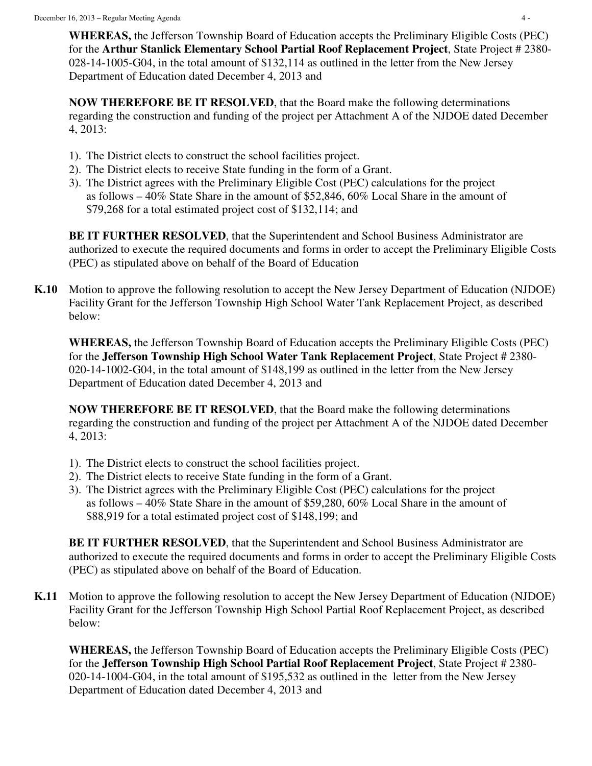**WHEREAS,** the Jefferson Township Board of Education accepts the Preliminary Eligible Costs (PEC) for the **Arthur Stanlick Elementary School Partial Roof Replacement Project**, State Project # 2380-028-14-1005-G04, in the total amount of $132,114 as outlined in the letter from the New Jersey Department of Education dated December 4, 2013 and

**NOW THEREFORE BE IT RESOLVED**, that the Board make the following determinations regarding the construction and funding of the project per Attachment A of the NJDOE dated December 4, 2013:

1). The District elects to construct the school facilities project.
2). The District elects to receive State funding in the form of a Grant.
3). The District agrees with the Preliminary Eligible Cost (PEC) calculations for the project as follows – 40% State Share in the amount of $52,846, 60% Local Share in the amount of $79,268 for a total estimated project cost of $132,114; and

**BE IT FURTHER RESOLVED**, that the Superintendent and School Business Administrator are authorized to execute the required documents and forms in order to accept the Preliminary Eligible Costs (PEC) as stipulated above on behalf of the Board of Education

**K.10** Motion to approve the following resolution to accept the New Jersey Department of Education (NJDOE) Facility Grant for the Jefferson Township High School Water Tank Replacement Project, as described below:

**WHEREAS,** the Jefferson Township Board of Education accepts the Preliminary Eligible Costs (PEC) for the **Jefferson Township High School Water Tank Replacement Project**, State Project # 2380-020-14-1002-G04, in the total amount of $148,199 as outlined in the letter from the New Jersey Department of Education dated December 4, 2013 and

**NOW THEREFORE BE IT RESOLVED**, that the Board make the following determinations regarding the construction and funding of the project per Attachment A of the NJDOE dated December 4, 2013:

1). The District elects to construct the school facilities project.
2). The District elects to receive State funding in the form of a Grant.
3). The District agrees with the Preliminary Eligible Cost (PEC) calculations for the project as follows – 40% State Share in the amount of $59,280, 60% Local Share in the amount of $88,919 for a total estimated project cost of $148,199; and

**BE IT FURTHER RESOLVED**, that the Superintendent and School Business Administrator are authorized to execute the required documents and forms in order to accept the Preliminary Eligible Costs (PEC) as stipulated above on behalf of the Board of Education.

**K.11** Motion to approve the following resolution to accept the New Jersey Department of Education (NJDOE) Facility Grant for the Jefferson Township High School Partial Roof Replacement Project, as described below:

**WHEREAS,** the Jefferson Township Board of Education accepts the Preliminary Eligible Costs (PEC) for the **Jefferson Township High School Partial Roof Replacement Project**, State Project # 2380-020-14-1004-G04, in the total amount of $195,532 as outlined in the letter from the New Jersey Department of Education dated December 4, 2013 and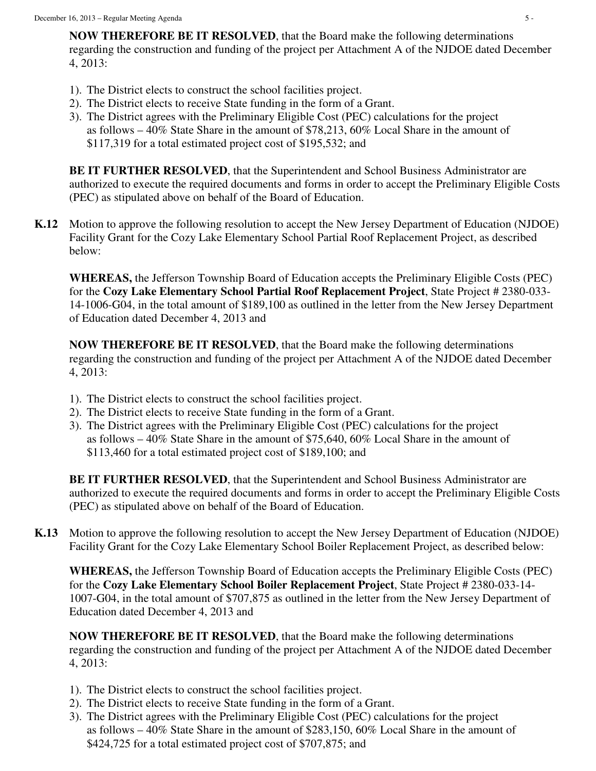**NOW THEREFORE BE IT RESOLVED**, that the Board make the following determinations regarding the construction and funding of the project per Attachment A of the NJDOE dated December 4, 2013:

1). The District elects to construct the school facilities project.
2). The District elects to receive State funding in the form of a Grant.
3). The District agrees with the Preliminary Eligible Cost (PEC) calculations for the project as follows – 40% State Share in the amount of $78,213, 60% Local Share in the amount of $117,319 for a total estimated project cost of $195,532; and

**BE IT FURTHER RESOLVED**, that the Superintendent and School Business Administrator are authorized to execute the required documents and forms in order to accept the Preliminary Eligible Costs (PEC) as stipulated above on behalf of the Board of Education.

**K.12** Motion to approve the following resolution to accept the New Jersey Department of Education (NJDOE) Facility Grant for the Cozy Lake Elementary School Partial Roof Replacement Project, as described below:

**WHEREAS,** the Jefferson Township Board of Education accepts the Preliminary Eligible Costs (PEC) for the **Cozy Lake Elementary School Partial Roof Replacement Project**, State Project # 2380-033-14-1006-G04, in the total amount of $189,100 as outlined in the letter from the New Jersey Department of Education dated December 4, 2013 and

**NOW THEREFORE BE IT RESOLVED**, that the Board make the following determinations regarding the construction and funding of the project per Attachment A of the NJDOE dated December 4, 2013:

1). The District elects to construct the school facilities project.
2). The District elects to receive State funding in the form of a Grant.
3). The District agrees with the Preliminary Eligible Cost (PEC) calculations for the project as follows – 40% State Share in the amount of $75,640, 60% Local Share in the amount of $113,460 for a total estimated project cost of $189,100; and

**BE IT FURTHER RESOLVED**, that the Superintendent and School Business Administrator are authorized to execute the required documents and forms in order to accept the Preliminary Eligible Costs (PEC) as stipulated above on behalf of the Board of Education.

**K.13** Motion to approve the following resolution to accept the New Jersey Department of Education (NJDOE) Facility Grant for the Cozy Lake Elementary School Boiler Replacement Project, as described below:

**WHEREAS,** the Jefferson Township Board of Education accepts the Preliminary Eligible Costs (PEC) for the **Cozy Lake Elementary School Boiler Replacement Project**, State Project # 2380-033-14-1007-G04, in the total amount of $707,875 as outlined in the letter from the New Jersey Department of Education dated December 4, 2013 and

**NOW THEREFORE BE IT RESOLVED**, that the Board make the following determinations regarding the construction and funding of the project per Attachment A of the NJDOE dated December 4, 2013:

1). The District elects to construct the school facilities project.
2). The District elects to receive State funding in the form of a Grant.
3). The District agrees with the Preliminary Eligible Cost (PEC) calculations for the project as follows – 40% State Share in the amount of $283,150, 60% Local Share in the amount of $424,725 for a total estimated project cost of $707,875; and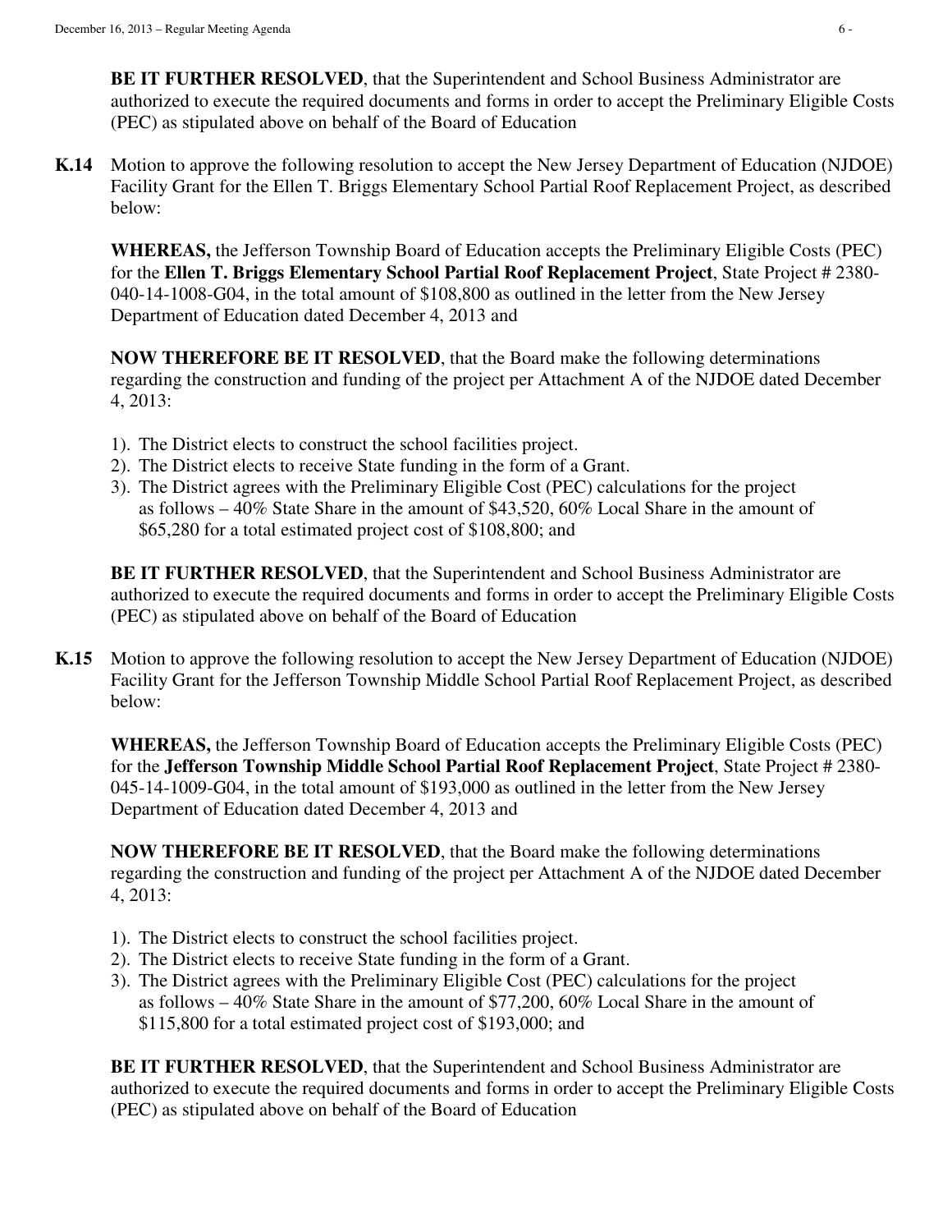**BE IT FURTHER RESOLVED**, that the Superintendent and School Business Administrator are authorized to execute the required documents and forms in order to accept the Preliminary Eligible Costs (PEC) as stipulated above on behalf of the Board of Education

**K.14** Motion to approve the following resolution to accept the New Jersey Department of Education (NJDOE) Facility Grant for the Ellen T. Briggs Elementary School Partial Roof Replacement Project, as described below:

**WHEREAS,** the Jefferson Township Board of Education accepts the Preliminary Eligible Costs (PEC) for the **Ellen T. Briggs Elementary School Partial Roof Replacement Project**, State Project # 2380-040-14-1008-G04, in the total amount of $108,800 as outlined in the letter from the New Jersey Department of Education dated December 4, 2013 and

**NOW THEREFORE BE IT RESOLVED**, that the Board make the following determinations regarding the construction and funding of the project per Attachment A of the NJDOE dated December 4, 2013:

1). The District elects to construct the school facilities project.
2). The District elects to receive State funding in the form of a Grant.
3). The District agrees with the Preliminary Eligible Cost (PEC) calculations for the project as follows – 40% State Share in the amount of $43,520, 60% Local Share in the amount of $65,280 for a total estimated project cost of $108,800; and

**BE IT FURTHER RESOLVED**, that the Superintendent and School Business Administrator are authorized to execute the required documents and forms in order to accept the Preliminary Eligible Costs (PEC) as stipulated above on behalf of the Board of Education

**K.15** Motion to approve the following resolution to accept the New Jersey Department of Education (NJDOE) Facility Grant for the Jefferson Township Middle School Partial Roof Replacement Project, as described below:

**WHEREAS,** the Jefferson Township Board of Education accepts the Preliminary Eligible Costs (PEC) for the **Jefferson Township Middle School Partial Roof Replacement Project**, State Project # 2380-045-14-1009-G04, in the total amount of $193,000 as outlined in the letter from the New Jersey Department of Education dated December 4, 2013 and

**NOW THEREFORE BE IT RESOLVED**, that the Board make the following determinations regarding the construction and funding of the project per Attachment A of the NJDOE dated December 4, 2013:

1). The District elects to construct the school facilities project.
2). The District elects to receive State funding in the form of a Grant.
3). The District agrees with the Preliminary Eligible Cost (PEC) calculations for the project as follows – 40% State Share in the amount of $77,200, 60% Local Share in the amount of $115,800 for a total estimated project cost of $193,000; and

**BE IT FURTHER RESOLVED**, that the Superintendent and School Business Administrator are authorized to execute the required documents and forms in order to accept the Preliminary Eligible Costs (PEC) as stipulated above on behalf of the Board of Education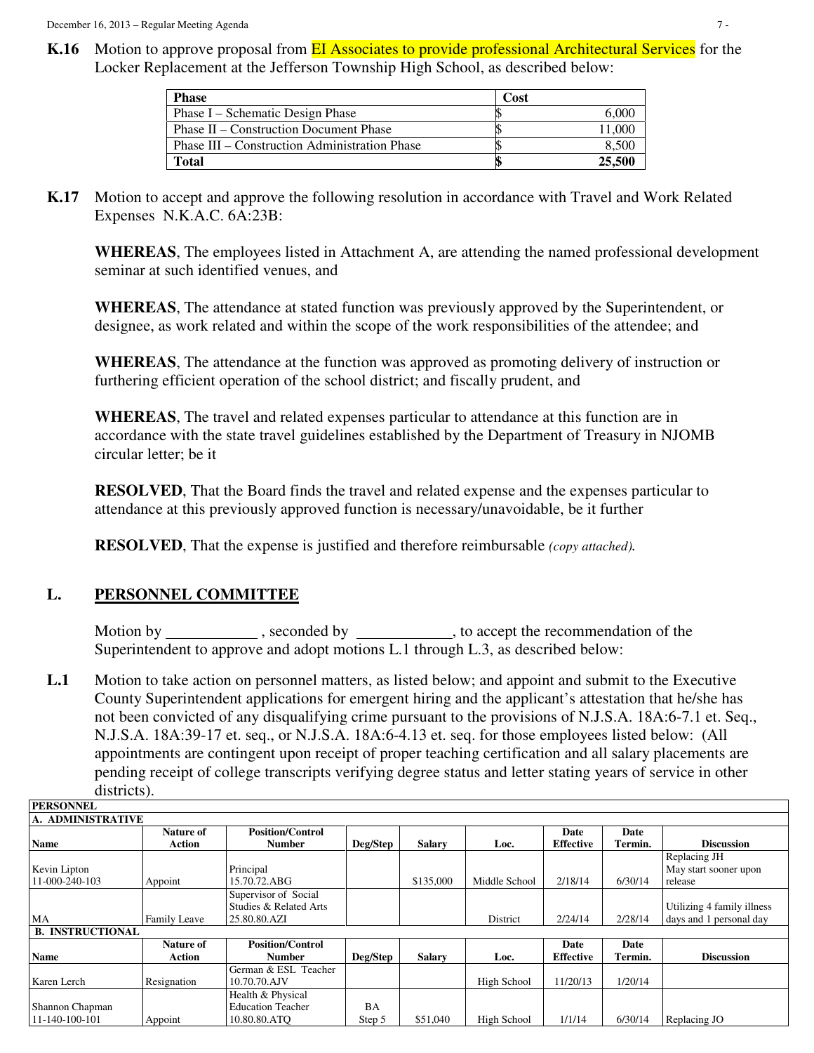**K.16** Motion to approve proposal from EI Associates to provide professional Architectural Services for the Locker Replacement at the Jefferson Township High School, as described below:

| Phase | Cost |
|---|---|
| Phase I – Schematic Design Phase | $ 6,000 |
| Phase II – Construction Document Phase | $ 11,000 |
| Phase III – Construction Administration Phase | $ 8,500 |
| **Total** | **$ 25,500** |

**K.17** Motion to accept and approve the following resolution in accordance with Travel and Work Related Expenses N.K.A.C. 6A:23B:

**WHEREAS**, The employees listed in Attachment A, are attending the named professional development seminar at such identified venues, and

**WHEREAS**, The attendance at stated function was previously approved by the Superintendent, or designee, as work related and within the scope of the work responsibilities of the attendee; and

**WHEREAS**, The attendance at the function was approved as promoting delivery of instruction or furthering efficient operation of the school district; and fiscally prudent, and

**WHEREAS**, The travel and related expenses particular to attendance at this function are in accordance with the state travel guidelines established by the Department of Treasury in NJOMB circular letter; be it

**RESOLVED**, That the Board finds the travel and related expense and the expenses particular to attendance at this previously approved function is necessary/unavoidable, be it further

**RESOLVED**, That the expense is justified and therefore reimbursable *(copy attached).*

## L. PERSONNEL COMMITTEE

Motion by ___________ , seconded by ___________, to accept the recommendation of the Superintendent to approve and adopt motions L.1 through L.3, as described below:

**L.1** Motion to take action on personnel matters, as listed below; and appoint and submit to the Executive County Superintendent applications for emergent hiring and the applicant's attestation that he/she has not been convicted of any disqualifying crime pursuant to the provisions of N.J.S.A. 18A:6-7.1 et. Seq., N.J.S.A. 18A:39-17 et. seq., or N.J.S.A. 18A:6-4.13 et. seq. for those employees listed below: (All appointments are contingent upon receipt of proper teaching certification and all salary placements are pending receipt of college transcripts verifying degree status and letter stating years of service in other districts).

**PERSONNEL**

**A. ADMINISTRATIVE**

| Name | Nature of Action | Position/Control Number | Deg/Step | Salary | Loc. | Date Effective | Date Termin. | Discussion |
|---|---|---|---|---|---|---|---|---|
| Kevin Lipton 11-000-240-103 | Appoint | Principal 15.70.72.ABG | | $135,000 | Middle School | 2/18/14 | 6/30/14 | Replacing JH May start sooner upon release |
| MA | Family Leave | Supervisor of Social Studies & Related Arts 25.80.80.AZI | | | District | 2/24/14 | 2/28/14 | Utilizing 4 family illness days and 1 personal day |

**B. INSTRUCTIONAL**

| Name | Nature of Action | Position/Control Number | Deg/Step | Salary | Loc. | Date Effective | Date Termin. | Discussion |
|---|---|---|---|---|---|---|---|---|
| Karen Lerch | Resignation | German & ESL Teacher 10.70.70.AJV | | | High School | 11/20/13 | 1/20/14 | |
| Shannon Chapman 11-140-100-101 | Appoint | Health & Physical Education Teacher 10.80.80.ATQ | BA Step 5 | $51,040 | High School | 1/1/14 | 6/30/14 | Replacing JO |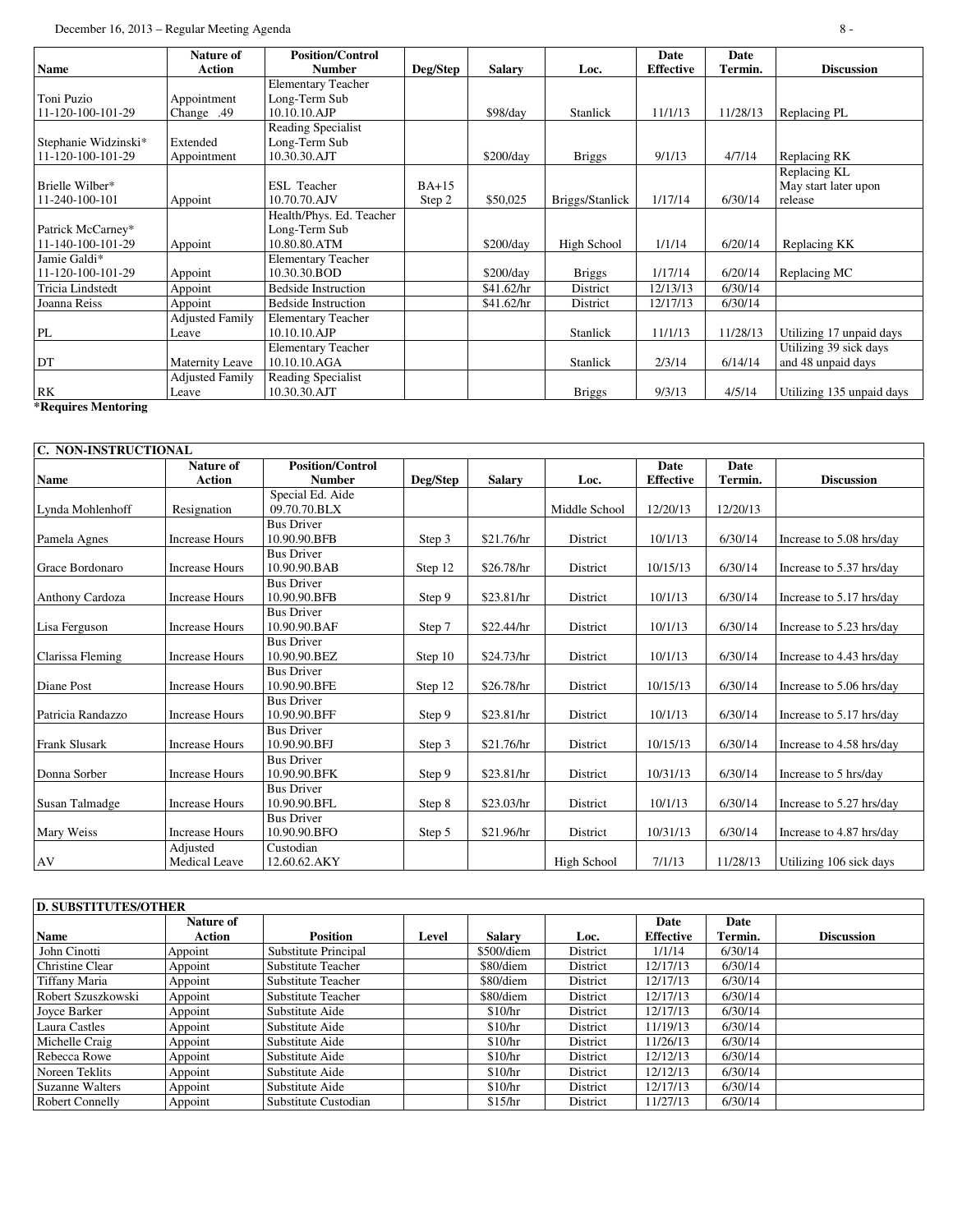| Name | Nature of Action | Position/Control Number | Deg/Step | Salary | Loc. | Date Effective | Date Termin. | Discussion |
|---|---|---|---|---|---|---|---|---|
| Toni Puzio 11-120-100-101-29 | Appointment Change .49 | Elementary Teacher Long-Term Sub 10.10.10.AJP | | $98/day | Stanlick | 11/1/13 | 11/28/13 | Replacing PL |
| Stephanie Widzinski* 11-120-100-101-29 | Extended Appointment | Reading Specialist Long-Term Sub 10.30.30.AJT | | $200/day | Briggs | 9/1/13 | 4/7/14 | Replacing RK |
| Brielle Wilber* 11-240-100-101 | Appoint | ESL Teacher 10.70.70.AJV | BA+15 Step 2 | $50,025 | Briggs/Stanlick | 1/17/14 | 6/30/14 | Replacing KL May start later upon release |
| Patrick McCarney* 11-140-100-101-29 | Appoint | Health/Phys. Ed. Teacher Long-Term Sub 10.80.80.ATM | | $200/day | High School | 1/1/14 | 6/20/14 | Replacing KK |
| Jamie Galdi* 11-120-100-101-29 | Appoint | Elementary Teacher 10.30.30.BOD | | $200/day | Briggs | 1/17/14 | 6/20/14 | Replacing MC |
| Tricia Lindstedt | Appoint | Bedside Instruction | | $41.62/hr | District | 12/13/13 | 6/30/14 | |
| Joanna Reiss | Appoint | Bedside Instruction | | $41.62/hr | District | 12/17/13 | 6/30/14 | |
| PL | Adjusted Family Leave | Elementary Teacher 10.10.10.AJP | | | Stanlick | 11/1/13 | 11/28/13 | Utilizing 17 unpaid days |
| DT | Maternity Leave | Elementary Teacher 10.10.10.AGA | | | Stanlick | 2/3/14 | 6/14/14 | Utilizing 39 sick days and 48 unpaid days |
| RK | Adjusted Family Leave | Reading Specialist 10.30.30.AJT | | | Briggs | 9/3/13 | 4/5/14 | Utilizing 135 unpaid days |

**\*Requires Mentoring**

**C. NON-INSTRUCTIONAL**

| Name | Nature of Action | Position/Control Number | Deg/Step | Salary | Loc. | Date Effective | Date Termin. | Discussion |
|---|---|---|---|---|---|---|---|---|
| Lynda Mohlenhoff | Resignation | Special Ed. Aide 09.70.70.BLX | | | Middle School | 12/20/13 | 12/20/13 | |
| Pamela Agnes | Increase Hours | Bus Driver 10.90.90.BFB | Step 3 | $21.76/hr | District | 10/1/13 | 6/30/14 | Increase to 5.08 hrs/day |
| Grace Bordonaro | Increase Hours | Bus Driver 10.90.90.BAB | Step 12 | $26.78/hr | District | 10/15/13 | 6/30/14 | Increase to 5.37 hrs/day |
| Anthony Cardoza | Increase Hours | Bus Driver 10.90.90.BFB | Step 9 | $23.81/hr | District | 10/1/13 | 6/30/14 | Increase to 5.17 hrs/day |
| Lisa Ferguson | Increase Hours | Bus Driver 10.90.90.BAF | Step 7 | $22.44/hr | District | 10/1/13 | 6/30/14 | Increase to 5.23 hrs/day |
| Clarissa Fleming | Increase Hours | Bus Driver 10.90.90.BEZ | Step 10 | $24.73/hr | District | 10/1/13 | 6/30/14 | Increase to 4.43 hrs/day |
| Diane Post | Increase Hours | Bus Driver 10.90.90.BFE | Step 12 | $26.78/hr | District | 10/15/13 | 6/30/14 | Increase to 5.06 hrs/day |
| Patricia Randazzo | Increase Hours | Bus Driver 10.90.90.BFF | Step 9 | $23.81/hr | District | 10/1/13 | 6/30/14 | Increase to 5.17 hrs/day |
| Frank Slusark | Increase Hours | Bus Driver 10.90.90.BFJ | Step 3 | $21.76/hr | District | 10/15/13 | 6/30/14 | Increase to 4.58 hrs/day |
| Donna Sorber | Increase Hours | Bus Driver 10.90.90.BFK | Step 9 | $23.81/hr | District | 10/31/13 | 6/30/14 | Increase to 5 hrs/day |
| Susan Talmadge | Increase Hours | Bus Driver 10.90.90.BFL | Step 8 | $23.03/hr | District | 10/1/13 | 6/30/14 | Increase to 5.27 hrs/day |
| Mary Weiss | Increase Hours | Bus Driver 10.90.90.BFO | Step 5 | $21.96/hr | District | 10/31/13 | 6/30/14 | Increase to 4.87 hrs/day |
| AV | Adjusted Medical Leave | Custodian 12.60.62.AKY | | | High School | 7/1/13 | 11/28/13 | Utilizing 106 sick days |

**D. SUBSTITUTES/OTHER**

| Name | Nature of Action | Position | Level | Salary | Loc. | Date Effective | Date Termin. | Discussion |
|---|---|---|---|---|---|---|---|---|
| John Cinotti | Appoint | Substitute Principal | | $500/diem | District | 1/1/14 | 6/30/14 | |
| Christine Clear | Appoint | Substitute Teacher | | $80/diem | District | 12/17/13 | 6/30/14 | |
| Tiffany Maria | Appoint | Substitute Teacher | | $80/diem | District | 12/17/13 | 6/30/14 | |
| Robert Szuszkowski | Appoint | Substitute Teacher | | $80/diem | District | 12/17/13 | 6/30/14 | |
| Joyce Barker | Appoint | Substitute Aide | | $10/hr | District | 12/17/13 | 6/30/14 | |
| Laura Castles | Appoint | Substitute Aide | | $10/hr | District | 11/19/13 | 6/30/14 | |
| Michelle Craig | Appoint | Substitute Aide | | $10/hr | District | 11/26/13 | 6/30/14 | |
| Rebecca Rowe | Appoint | Substitute Aide | | $10/hr | District | 12/12/13 | 6/30/14 | |
| Noreen Teklits | Appoint | Substitute Aide | | $10/hr | District | 12/12/13 | 6/30/14 | |
| Suzanne Walters | Appoint | Substitute Aide | | $10/hr | District | 12/17/13 | 6/30/14 | |
| Robert Connelly | Appoint | Substitute Custodian | | $15/hr | District | 11/27/13 | 6/30/14 | |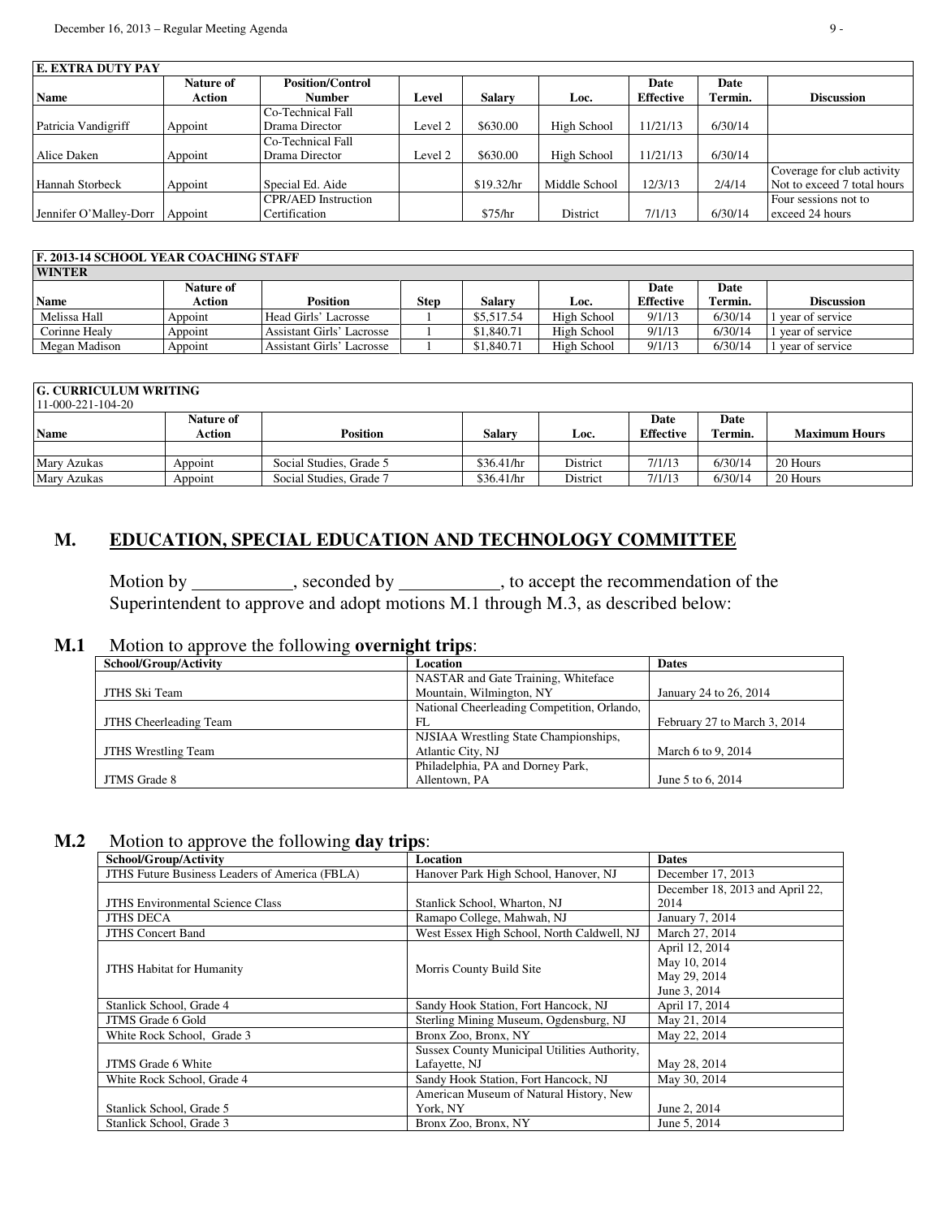| E. EXTRA DUTY PAY | | | | | | | | |
|---|---|---|---|---|---|---|---|---|
| **Name** | **Nature of Action** | **Position/Control Number** | **Level** | **Salary** | **Loc.** | **Date Effective** | **Date Termin.** | **Discussion** |
| Patricia Vandigriff | Appoint | Co-Technical Fall Drama Director | Level 2 | $630.00 | High School | 11/21/13 | 6/30/14 | |
| Alice Daken | Appoint | Co-Technical Fall Drama Director | Level 2 | $630.00 | High School | 11/21/13 | 6/30/14 | |
| Hannah Storbeck | Appoint | Special Ed. Aide | | $19.32/hr | Middle School | 12/3/13 | 2/4/14 | Coverage for club activity Not to exceed 7 total hours |
| Jennifer O'Malley-Dorr | Appoint | CPR/AED Instruction Certification | | $75/hr | District | 7/1/13 | 6/30/14 | Four sessions not to exceed 24 hours |

| F. 2013-14 SCHOOL YEAR COACHING STAFF | | | | | | | | |
|---|---|---|---|---|---|---|---|---|
| **WINTER** | | | | | | | | |
| **Name** | **Nature of Action** | **Position** | **Step** | **Salary** | **Loc.** | **Date Effective** | **Date Termin.** | **Discussion** |
| Melissa Hall | Appoint | Head Girls' Lacrosse | 1 | $5,517.54 | High School | 9/1/13 | 6/30/14 | 1 year of service |
| Corinne Healy | Appoint | Assistant Girls' Lacrosse | 1 | $1,840.71 | High School | 9/1/13 | 6/30/14 | 1 year of service |
| Megan Madison | Appoint | Assistant Girls' Lacrosse | 1 | $1,840.71 | High School | 9/1/13 | 6/30/14 | 1 year of service |

| G. CURRICULUM WRITING 11-000-221-104-20 | | | | | | | |
|---|---|---|---|---|---|---|---|
| **Name** | **Nature of Action** | **Position** | **Salary** | **Loc.** | **Date Effective** | **Date Termin.** | **Maximum Hours** |
| | | | | | | | |
| Mary Azukas | Appoint | Social Studies, Grade 5 | $36.41/hr | District | 7/1/13 | 6/30/14 | 20 Hours |
| Mary Azukas | Appoint | Social Studies, Grade 7 | $36.41/hr | District | 7/1/13 | 6/30/14 | 20 Hours |

## M. EDUCATION, SPECIAL EDUCATION AND TECHNOLOGY COMMITTEE

Motion by __________, seconded by __________, to accept the recommendation of the Superintendent to approve and adopt motions M.1 through M.3, as described below:

**M.1** Motion to approve the following **overnight trips**:

| School/Group/Activity | Location | Dates |
|---|---|---|
| JTHS Ski Team | NASTAR and Gate Training, Whiteface Mountain, Wilmington, NY | January 24 to 26, 2014 |
| JTHS Cheerleading Team | National Cheerleading Competition, Orlando, FL | February 27 to March 3, 2014 |
| JTHS Wrestling Team | NJSIAA Wrestling State Championships, Atlantic City, NJ | March 6 to 9, 2014 |
| JTMS Grade 8 | Philadelphia, PA and Dorney Park, Allentown, PA | June 5 to 6, 2014 |

**M.2** Motion to approve the following **day trips**:

| School/Group/Activity | Location | Dates |
|---|---|---|
| JTHS Future Business Leaders of America (FBLA) | Hanover Park High School, Hanover, NJ | December 17, 2013 |
| JTHS Environmental Science Class | Stanlick School, Wharton, NJ | December 18, 2013 and April 22, 2014 |
| JTHS DECA | Ramapo College, Mahwah, NJ | January 7, 2014 |
| JTHS Concert Band | West Essex High School, North Caldwell, NJ | March 27, 2014 |
| JTHS Habitat for Humanity | Morris County Build Site | April 12, 2014<br>May 10, 2014<br>May 29, 2014<br>June 3, 2014 |
| Stanlick School, Grade 4 | Sandy Hook Station, Fort Hancock, NJ | April 17, 2014 |
| JTMS Grade 6 Gold | Sterling Mining Museum, Ogdensburg, NJ | May 21, 2014 |
| White Rock School, Grade 3 | Bronx Zoo, Bronx, NY | May 22, 2014 |
| JTMS Grade 6 White | Sussex County Municipal Utilities Authority, Lafayette, NJ | May 28, 2014 |
| White Rock School, Grade 4 | Sandy Hook Station, Fort Hancock, NJ | May 30, 2014 |
| Stanlick School, Grade 5 | American Museum of Natural History, New York, NY | June 2, 2014 |
| Stanlick School, Grade 3 | Bronx Zoo, Bronx, NY | June 5, 2014 |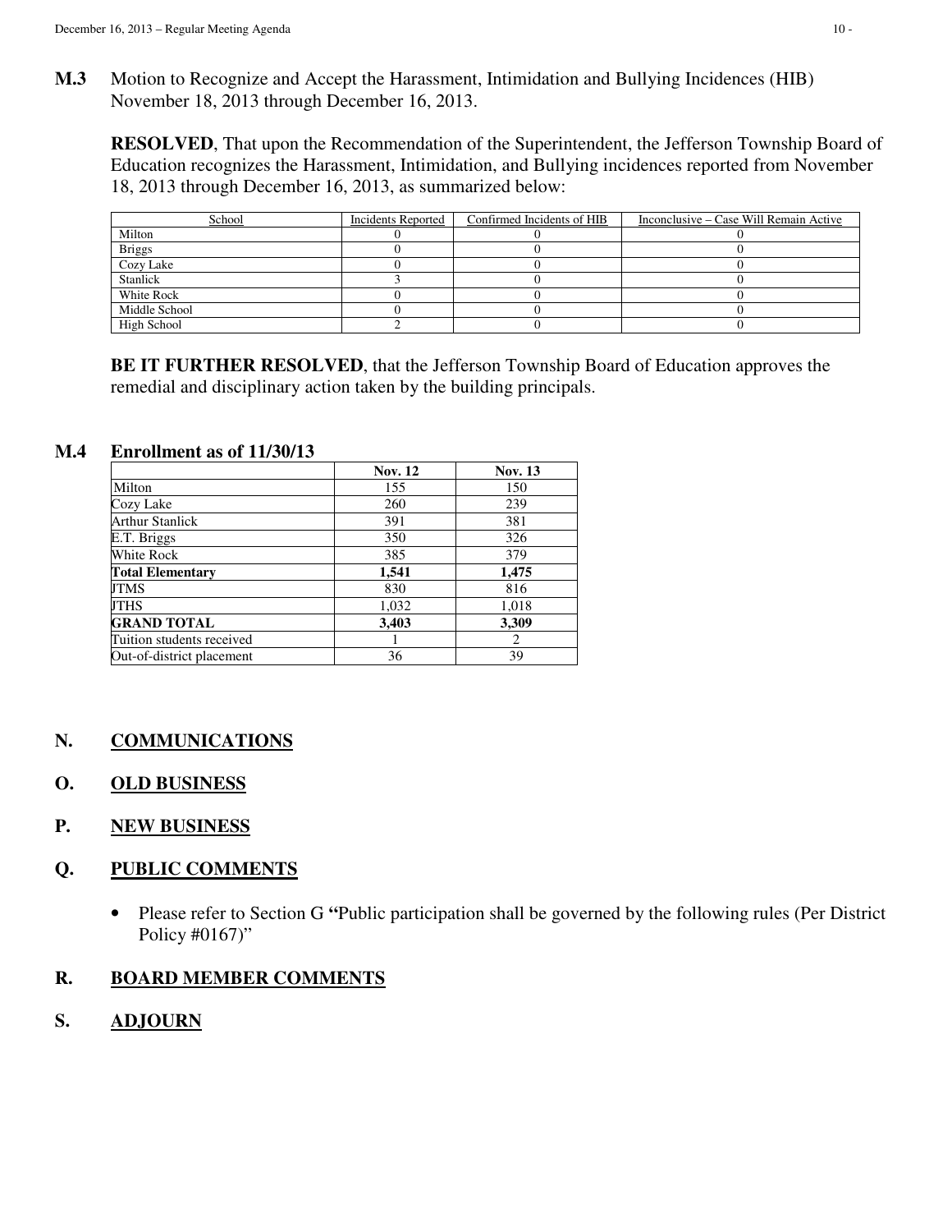**M.3** Motion to Recognize and Accept the Harassment, Intimidation and Bullying Incidences (HIB) November 18, 2013 through December 16, 2013.

**RESOLVED**, That upon the Recommendation of the Superintendent, the Jefferson Township Board of Education recognizes the Harassment, Intimidation, and Bullying incidences reported from November 18, 2013 through December 16, 2013, as summarized below:

| School | Incidents Reported | Confirmed Incidents of HIB | Inconclusive – Case Will Remain Active |
|---|---|---|---|
| Milton | 0 | 0 | 0 |
| Briggs | 0 | 0 | 0 |
| Cozy Lake | 0 | 0 | 0 |
| Stanlick | 3 | 0 | 0 |
| White Rock | 0 | 0 | 0 |
| Middle School | 0 | 0 | 0 |
| High School | 2 | 0 | 0 |

**BE IT FURTHER RESOLVED**, that the Jefferson Township Board of Education approves the remedial and disciplinary action taken by the building principals.

**M.4 Enrollment as of 11/30/13**

| | **Nov. 12** | **Nov. 13** |
|---|---|---|
| Milton | 155 | 150 |
| Cozy Lake | 260 | 239 |
| Arthur Stanlick | 391 | 381 |
| E.T. Briggs | 350 | 326 |
| White Rock | 385 | 379 |
| **Total Elementary** | **1,541** | **1,475** |
| JTMS | 830 | 816 |
| JTHS | 1,032 | 1,018 |
| **GRAND TOTAL** | **3,403** | **3,309** |
| Tuition students received | 1 | 2 |
| Out-of-district placement | 36 | 39 |

## N. COMMUNICATIONS

## O. OLD BUSINESS

## P. NEW BUSINESS

## Q. PUBLIC COMMENTS

- Please refer to Section G **"**Public participation shall be governed by the following rules (Per District Policy #0167)"

## R. BOARD MEMBER COMMENTS

## S. ADJOURN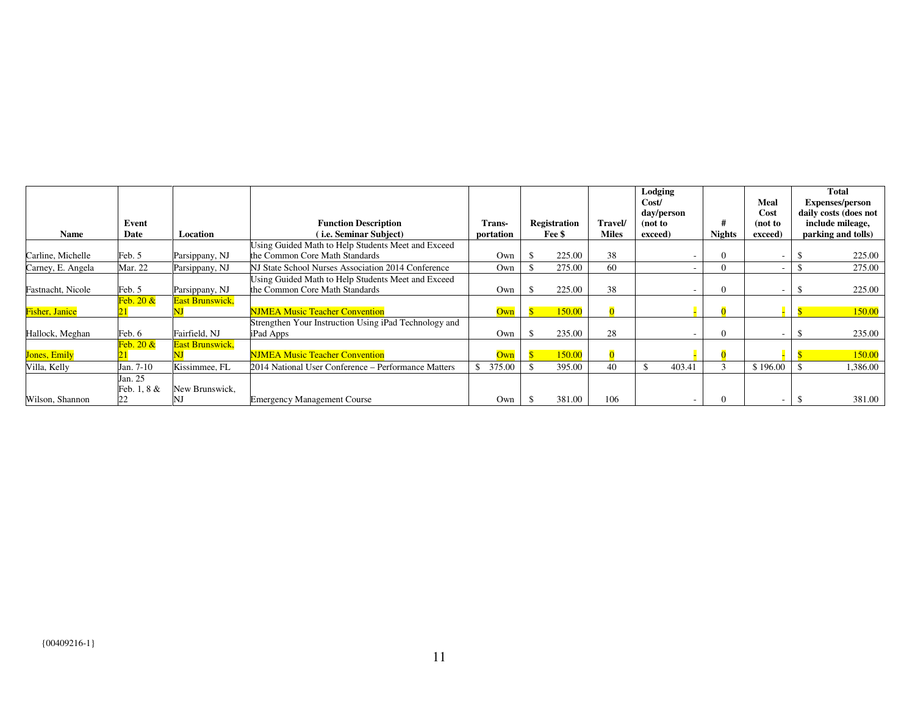| Name | Event Date | Location | Function Description ( i.e. Seminar Subject) | Trans-portation | Registration Fee $ | Travel/ Miles | Lodging Cost/ day/person (not to exceed) | # Nights | Meal Cost (not to exceed) | Total Expenses/person daily costs (does not include mileage, parking and tolls) |
|---|---|---|---|---|---|---|---|---|---|---|
| Carline, Michelle | Feb. 5 | Parsippany, NJ | Using Guided Math to Help Students Meet and Exceed the Common Core Math Standards | Own | $ 225.00 | 38 | - | 0 | - | $ 225.00 |
| Carney, E. Angela | Mar. 22 | Parsippany, NJ | NJ State School Nurses Association 2014 Conference | Own | $ 275.00 | 60 | - | 0 | - | $ 275.00 |
| Fastnacht, Nicole | Feb. 5 | Parsippany, NJ | Using Guided Math to Help Students Meet and Exceed the Common Core Math Standards | Own | $ 225.00 | 38 | - | 0 | - | $ 225.00 |
| Fisher, Janice | Feb. 20 & 21 | East Brunswick, NJ | NJMEA Music Teacher Convention | Own | $ 150.00 | 0 | - | 0 | - | $ 150.00 |
| Hallock, Meghan | Feb. 6 | Fairfield, NJ | Strengthen Your Instruction Using iPad Technology and iPad Apps | Own | $ 235.00 | 28 | - | 0 | - | $ 235.00 |
| Jones, Emily | Feb. 20 & 21 | East Brunswick, NJ | NJMEA Music Teacher Convention | Own | $ 150.00 | 0 | - | 0 | - | $ 150.00 |
| Villa, Kelly | Jan. 7-10 | Kissimmee, FL | 2014 National User Conference – Performance Matters | $ 375.00 | $ 395.00 | 40 | $ 403.41 | 3 | $ 196.00 | $ 1,386.00 |
| Wilson, Shannon | Jan. 25 Feb. 1, 8 & 22 | New Brunswick, NJ | Emergency Management Course | Own | $ 381.00 | 106 | - | 0 | - | $ 381.00 |

{00409216-1}